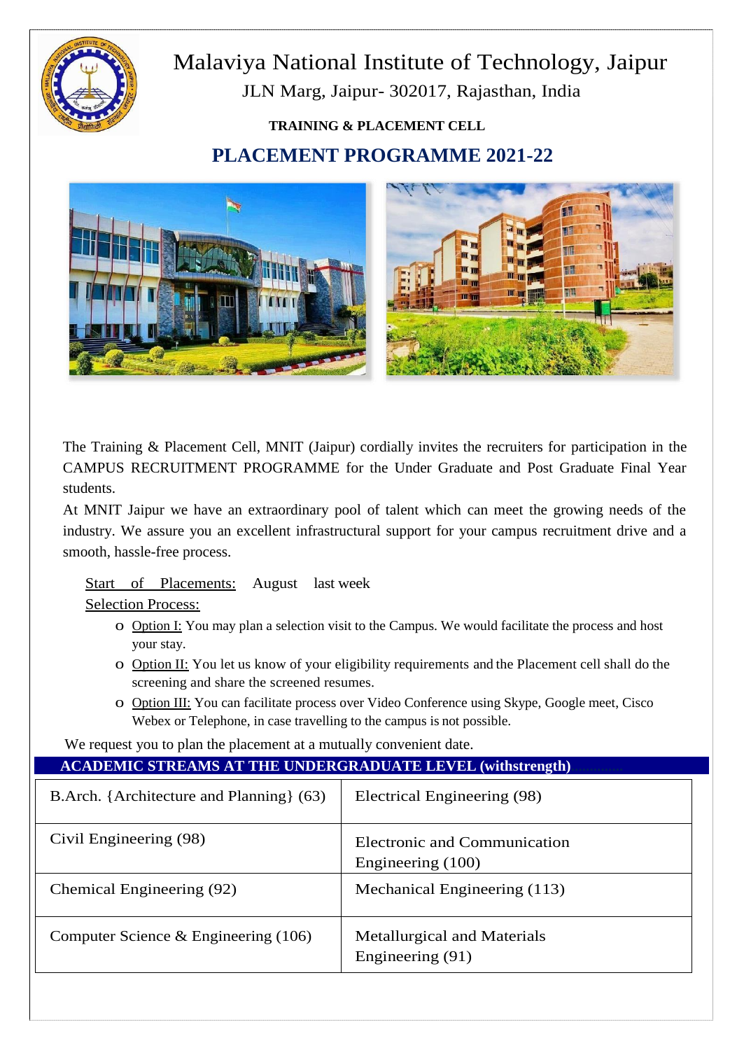# Malaviya National Institute of Technology, Jaipur

JLN Marg, Jaipur- 302017, Rajasthan, India

**TRAINING & PLACEMENT CELL**

## PLACEMENT PROGRAMME 2021-22

The Training & Placement Cell, MNIT (Jaipur) cordially invites the recruiters for participation in the CAMPUS RECRUITMENT PROGRAMME for the Under Graduate and Post Graduate Final Year students.

At MNIT Jaipur we have an extraordinary pool of talent which can meet the growing needs of the industry. We assure you an excellent infrastructural support for your campus recruitment drive and a smooth, hassle-free process.

Start of Placements: August last week

Selection Process:

- Option I: You may plan a selection visit to the Campus. We would facilitate the process and host your stay.
- Option II: You let us know of your eligibility requirements and the Placement cell shall do the screening and share the screened resumes.
- Option III: You can facilitate process over Video Conference using Skype, Google meet, Cisco Webex or Telephone, in case travelling to the campus is not possible.

We request you to plan the placement at a mutually convenient date.

**ACADEMIC STREAMS AT THE UNDERGRADUATE LEVEL (withstrength)**

| | |
|---|---|
| B.Arch. {Architecture and Planning} (63) | Electrical Engineering (98) |
| Civil Engineering (98) | Electronic and Communication Engineering (100) |
| Chemical Engineering (92) | Mechanical Engineering (113) |
| Computer Science & Engineering (106) | Metallurgical and Materials Engineering (91) |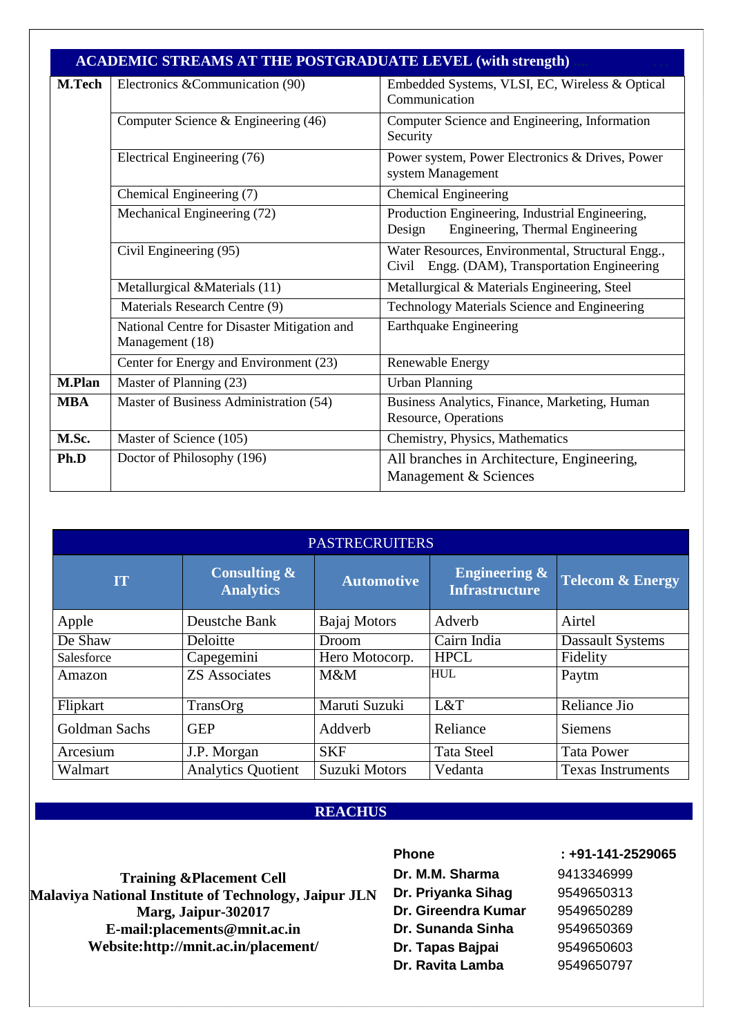| ACADEMIC STREAMS AT THE POSTGRADUATE LEVEL (with strength) | | |
|---|---|---|
| **M.Tech** | Electronics &Communication (90) | Embedded Systems, VLSI, EC, Wireless & Optical Communication |
| | Computer Science & Engineering (46) | Computer Science and Engineering, Information Security |
| | Electrical Engineering (76) | Power system, Power Electronics & Drives, Power system Management |
| | Chemical Engineering (7) | Chemical Engineering |
| | Mechanical Engineering (72) | Production Engineering, Industrial Engineering, Design Engineering, Thermal Engineering |
| | Civil Engineering (95) | Water Resources, Environmental, Structural Engg., Civil Engg. (DAM), Transportation Engineering |
| | Metallurgical &Materials (11) | Metallurgical & Materials Engineering, Steel |
| | Materials Research Centre (9) | Technology Materials Science and Engineering |
| | National Centre for Disaster Mitigation and Management (18) | Earthquake Engineering |
| | Center for Energy and Environment (23) | Renewable Energy |
| **M.Plan** | Master of Planning (23) | Urban Planning |
| **MBA** | Master of Business Administration (54) | Business Analytics, Finance, Marketing, Human Resource, Operations |
| **M.Sc.** | Master of Science (105) | Chemistry, Physics, Mathematics |
| **Ph.D** | Doctor of Philosophy (196) | All branches in Architecture, Engineering, Management & Sciences |

## PASTRECRUITERS

| IT | Consulting & Analytics | Automotive | Engineering & Infrastructure | Telecom & Energy |
|---|---|---|---|---|
| Apple | Deustche Bank | Bajaj Motors | Adverb | Airtel |
| De Shaw | Deloitte | Droom | Cairn India | Dassault Systems |
| Salesforce | Capegemini | Hero Motocorp. | HPCL | Fidelity |
| Amazon | ZS Associates | M&M | HUL | Paytm |
| Flipkart | TransOrg | Maruti Suzuki | L&T | Reliance Jio |
| Goldman Sachs | GEP | Addverb | Reliance | Siemens |
| Arcesium | J.P. Morgan | SKF | Tata Steel | Tata Power |
| Walmart | Analytics Quotient | Suzuki Motors | Vedanta | Texas Instruments |

## REACHUS

**Training &Placement Cell**
**Malaviya National Institute of Technology, Jaipur JLN Marg, Jaipur-302017**
**E-mail:placements@mnit.ac.in**
**Website:http://mnit.ac.in/placement/**

| | |
|---|---|
| **Phone** | **: +91-141-2529065** |
| **Dr. M.M. Sharma** | 9413346999 |
| **Dr. Priyanka Sihag** | 9549650313 |
| **Dr. Gireendra Kumar** | 9549650289 |
| **Dr. Sunanda Sinha** | 9549650369 |
| **Dr. Tapas Bajpai** | 9549650603 |
| **Dr. Ravita Lamba** | 9549650797 |